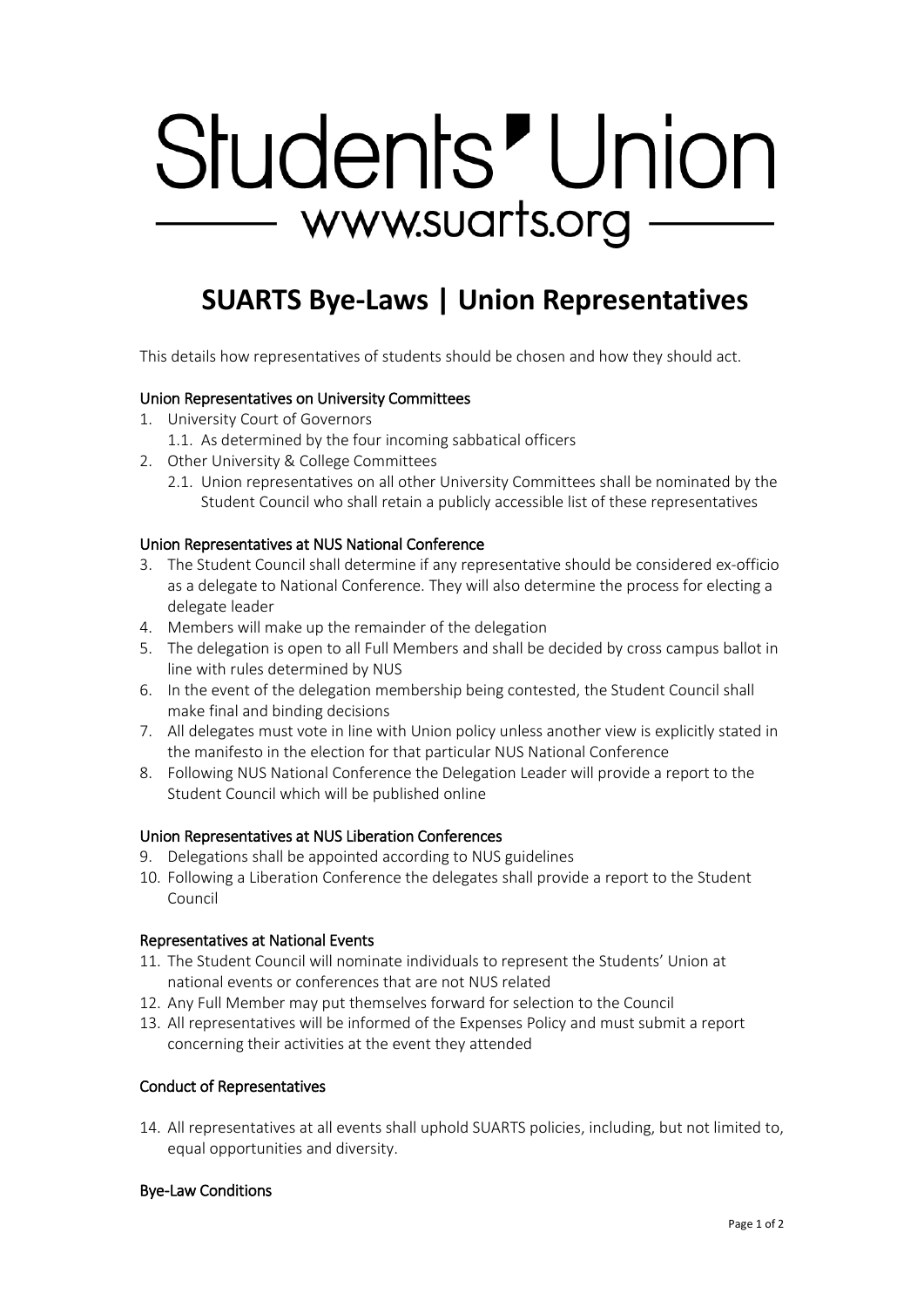# Students' Union

www.suarts.org

# SUARTS Bye-Laws | Union Representatives

This details how representatives of students should be chosen and how they should act.

### Union Representatives on University Committees

1. University Court of Governors
   1.1. As determined by the four incoming sabbatical officers
2. Other University & College Committees
   2.1. Union representatives on all other University Committees shall be nominated by the Student Council who shall retain a publicly accessible list of these representatives

### Union Representatives at NUS National Conference

3. The Student Council shall determine if any representative should be considered ex-officio as a delegate to National Conference. They will also determine the process for electing a delegate leader
4. Members will make up the remainder of the delegation
5. The delegation is open to all Full Members and shall be decided by cross campus ballot in line with rules determined by NUS
6. In the event of the delegation membership being contested, the Student Council shall make final and binding decisions
7. All delegates must vote in line with Union policy unless another view is explicitly stated in the manifesto in the election for that particular NUS National Conference
8. Following NUS National Conference the Delegation Leader will provide a report to the Student Council which will be published online

### Union Representatives at NUS Liberation Conferences

9. Delegations shall be appointed according to NUS guidelines
10. Following a Liberation Conference the delegates shall provide a report to the Student Council

### Representatives at National Events

11. The Student Council will nominate individuals to represent the Students' Union at national events or conferences that are not NUS related
12. Any Full Member may put themselves forward for selection to the Council
13. All representatives will be informed of the Expenses Policy and must submit a report concerning their activities at the event they attended

### Conduct of Representatives

14. All representatives at all events shall uphold SUARTS policies, including, but not limited to, equal opportunities and diversity.

### Bye-Law Conditions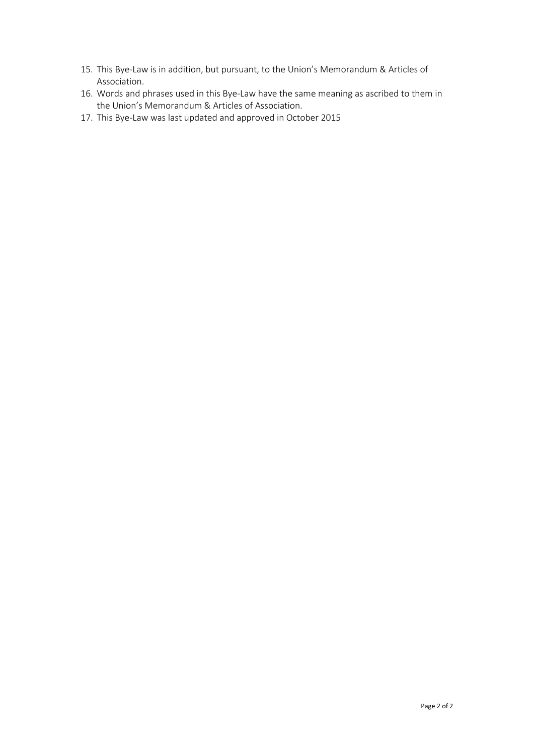15. This Bye-Law is in addition, but pursuant, to the Union's Memorandum & Articles of Association.
16. Words and phrases used in this Bye-Law have the same meaning as ascribed to them in the Union's Memorandum & Articles of Association.
17. This Bye-Law was last updated and approved in October 2015